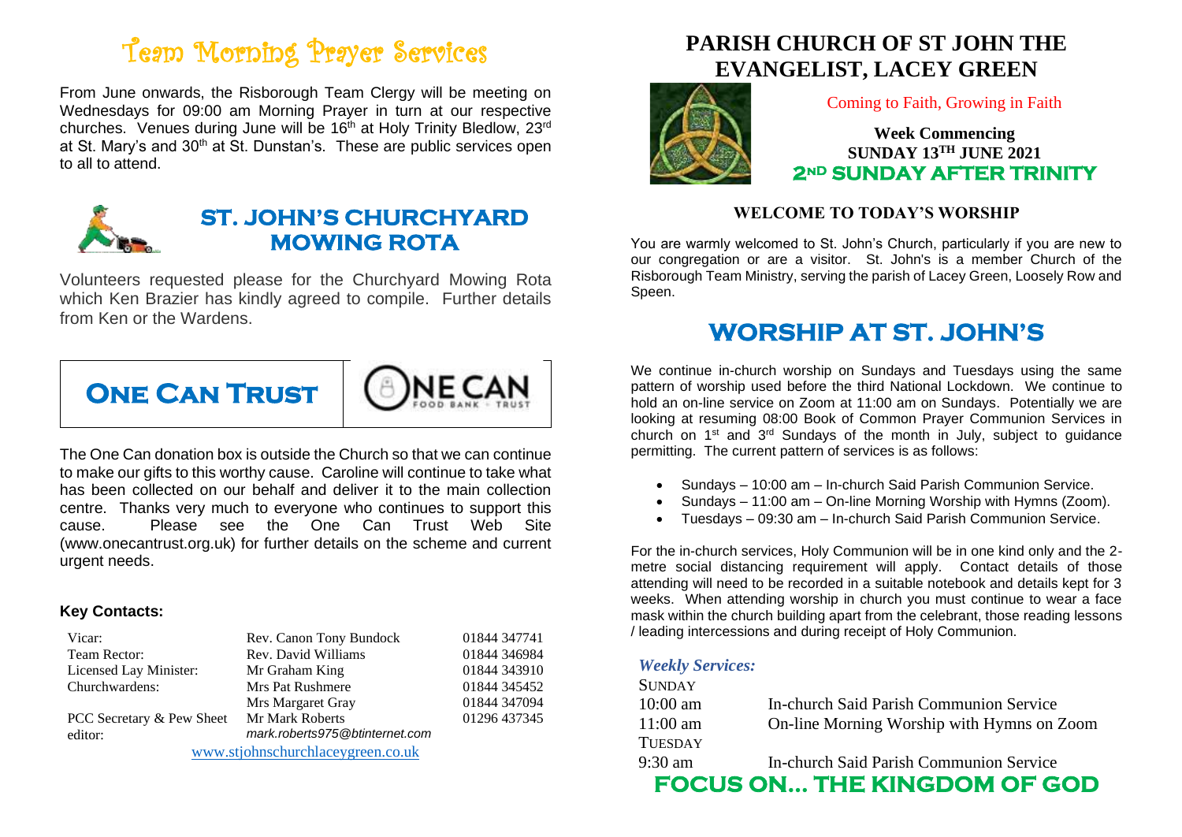# Team Morning Prayer Services

From June onwards, the Risborough Team Clergy will be meeting on Wednesdays for 09:00 am Morning Prayer in turn at our respective churches. Venues during June will be 16th at Holy Trinity Bledlow, 23rd at St. Mary's and 30th at St. Dunstan's. These are public services open to all to attend.

## ST. JOHN'S CHURCHYARD MOWING ROTA

Volunteers requested please for the Churchyard Mowing Rota which Ken Brazier has kindly agreed to compile. Further details from Ken or the Wardens.

## One Can Trust

ONE CAN FOOD BANK · TRUST

The One Can donation box is outside the Church so that we can continue to make our gifts to this worthy cause. Caroline will continue to take what has been collected on our behalf and deliver it to the main collection centre. Thanks very much to everyone who continues to support this cause. Please see the One Can Trust Web Site (www.onecantrust.org.uk) for further details on the scheme and current urgent needs.

**Key Contacts:**

| | | |
|---|---|---|
| Vicar: | Rev. Canon Tony Bundock | 01844 347741 |
| Team Rector: | Rev. David Williams | 01844 346984 |
| Licensed Lay Minister: | Mr Graham King | 01844 343910 |
| Churchwardens: | Mrs Pat Rushmere | 01844 345452 |
| | Mrs Margaret Gray | 01844 347094 |
| PCC Secretary & Pew Sheet editor: | Mr Mark Roberts *mark.roberts975@btinternet.com* | 01296 437345 |

www.stjohnschurchlaceygreen.co.uk

# PARISH CHURCH OF ST JOHN THE EVANGELIST, LACEY GREEN

Coming to Faith, Growing in Faith

**Week Commencing**
**SUNDAY 13TH JUNE 2021**
**2ND SUNDAY AFTER TRINITY**

### WELCOME TO TODAY'S WORSHIP

You are warmly welcomed to St. John's Church, particularly if you are new to our congregation or are a visitor. St. John's is a member Church of the Risborough Team Ministry, serving the parish of Lacey Green, Loosely Row and Speen.

## WORSHIP AT ST. JOHN'S

We continue in-church worship on Sundays and Tuesdays using the same pattern of worship used before the third National Lockdown. We continue to hold an on-line service on Zoom at 11:00 am on Sundays. Potentially we are looking at resuming 08:00 Book of Common Prayer Communion Services in church on 1st and 3rd Sundays of the month in July, subject to guidance permitting. The current pattern of services is as follows:

- Sundays – 10:00 am – In-church Said Parish Communion Service.
- Sundays – 11:00 am – On-line Morning Worship with Hymns (Zoom).
- Tuesdays – 09:30 am – In-church Said Parish Communion Service.

For the in-church services, Holy Communion will be in one kind only and the 2-metre social distancing requirement will apply. Contact details of those attending will need to be recorded in a suitable notebook and details kept for 3 weeks. When attending worship in church you must continue to wear a face mask within the church building apart from the celebrant, those reading lessons / leading intercessions and during receipt of Holy Communion.

***Weekly Services:***

SUNDAY

| | |
|---|---|
| 10:00 am | In-church Said Parish Communion Service |
| 11:00 am | On-line Morning Worship with Hymns on Zoom |

TUESDAY

| | |
|---|---|
| 9:30 am | In-church Said Parish Communion Service |

## FOCUS ON… THE KINGDOM OF GOD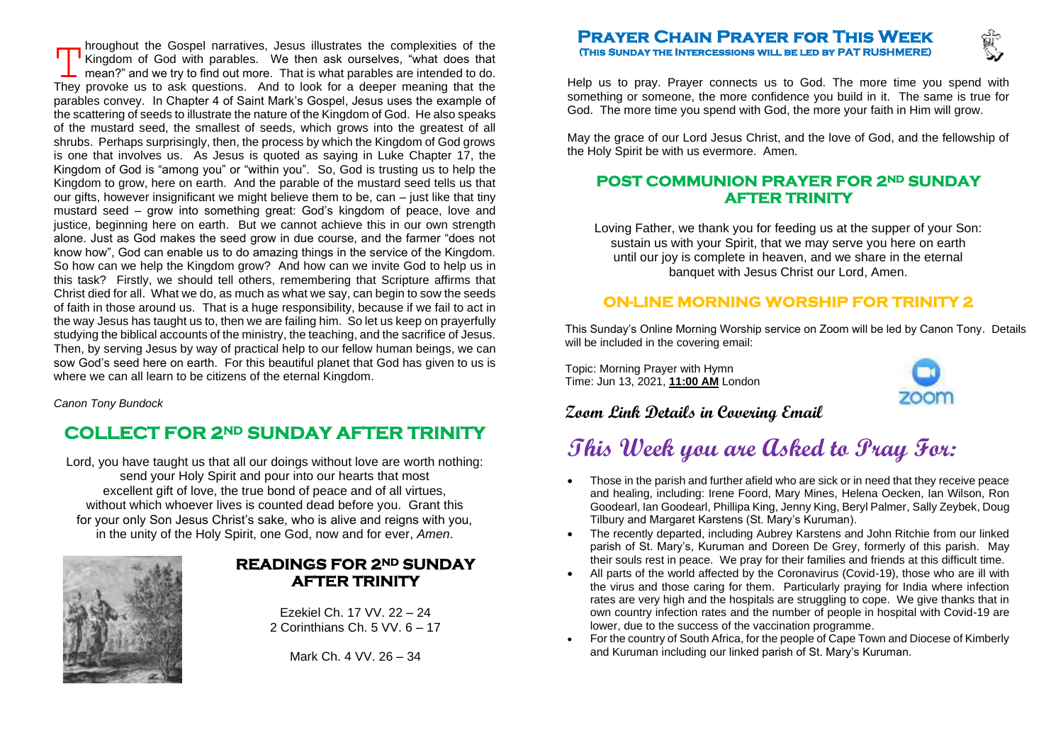Throughout the Gospel narratives, Jesus illustrates the complexities of the Kingdom of God with parables. We then ask ourselves, "what does that mean?" and we try to find out more. That is what parables are intended to do. They provoke us to ask questions. And to look for a deeper meaning that the parables convey. In Chapter 4 of Saint Mark's Gospel, Jesus uses the example of the scattering of seeds to illustrate the nature of the Kingdom of God. He also speaks of the mustard seed, the smallest of seeds, which grows into the greatest of all shrubs. Perhaps surprisingly, then, the process by which the Kingdom of God grows is one that involves us. As Jesus is quoted as saying in Luke Chapter 17, the Kingdom of God is "among you" or "within you". So, God is trusting us to help the Kingdom to grow, here on earth. And the parable of the mustard seed tells us that our gifts, however insignificant we might believe them to be, can – just like that tiny mustard seed – grow into something great: God's kingdom of peace, love and justice, beginning here on earth. But we cannot achieve this in our own strength alone. Just as God makes the seed grow in due course, and the farmer "does not know how", God can enable us to do amazing things in the service of the Kingdom. So how can we help the Kingdom grow? And how can we invite God to help us in this task? Firstly, we should tell others, remembering that Scripture affirms that Christ died for all. What we do, as much as what we say, can begin to sow the seeds of faith in those around us. That is a huge responsibility, because if we fail to act in the way Jesus has taught us to, then we are failing him. So let us keep on prayerfully studying the biblical accounts of the ministry, the teaching, and the sacrifice of Jesus. Then, by serving Jesus by way of practical help to our fellow human beings, we can sow God's seed here on earth. For this beautiful planet that God has given to us is where we can all learn to be citizens of the eternal Kingdom.

*Canon Tony Bundock*

## COLLECT FOR 2ND SUNDAY AFTER TRINITY

Lord, you have taught us that all our doings without love are worth nothing: send your Holy Spirit and pour into our hearts that most excellent gift of love, the true bond of peace and of all virtues, without which whoever lives is counted dead before you. Grant this for your only Son Jesus Christ's sake, who is alive and reigns with you, in the unity of the Holy Spirit, one God, now and for ever, *Amen*.

## READINGS FOR 2ND SUNDAY AFTER TRINITY

Ezekiel Ch. 17 VV. 22 – 24
2 Corinthians Ch. 5 VV. 6 – 17

Mark Ch. 4 VV. 26 – 34

## PRAYER CHAIN PRAYER FOR THIS WEEK

**(THIS SUNDAY THE INTERCESSIONS WILL BE LED BY PAT RUSHMERE)**

Help us to pray. Prayer connects us to God. The more time you spend with something or someone, the more confidence you build in it. The same is true for God. The more time you spend with God, the more your faith in Him will grow.

May the grace of our Lord Jesus Christ, and the love of God, and the fellowship of the Holy Spirit be with us evermore. Amen.

## POST COMMUNION PRAYER FOR 2ND SUNDAY AFTER TRINITY

Loving Father, we thank you for feeding us at the supper of your Son: sustain us with your Spirit, that we may serve you here on earth until our joy is complete in heaven, and we share in the eternal banquet with Jesus Christ our Lord, Amen.

## ON-LINE MORNING WORSHIP FOR TRINITY 2

This Sunday's Online Morning Worship service on Zoom will be led by Canon Tony. Details will be included in the covering email:

Topic: Morning Prayer with Hymn
Time: Jun 13, 2021, **11:00 AM** London

**Zoom Link Details in Covering Email**

## This Week you are Asked to Pray For:

- Those in the parish and further afield who are sick or in need that they receive peace and healing, including: Irene Foord, Mary Mines, Helena Oecken, Ian Wilson, Ron Goodearl, Ian Goodearl, Phillipa King, Jenny King, Beryl Palmer, Sally Zeybek, Doug Tilbury and Margaret Karstens (St. Mary's Kuruman).
- The recently departed, including Aubrey Karstens and John Ritchie from our linked parish of St. Mary's, Kuruman and Doreen De Grey, formerly of this parish. May their souls rest in peace. We pray for their families and friends at this difficult time.
- All parts of the world affected by the Coronavirus (Covid-19), those who are ill with the virus and those caring for them. Particularly praying for India where infection rates are very high and the hospitals are struggling to cope. We give thanks that in own country infection rates and the number of people in hospital with Covid-19 are lower, due to the success of the vaccination programme.
- For the country of South Africa, for the people of Cape Town and Diocese of Kimberly and Kuruman including our linked parish of St. Mary's Kuruman.